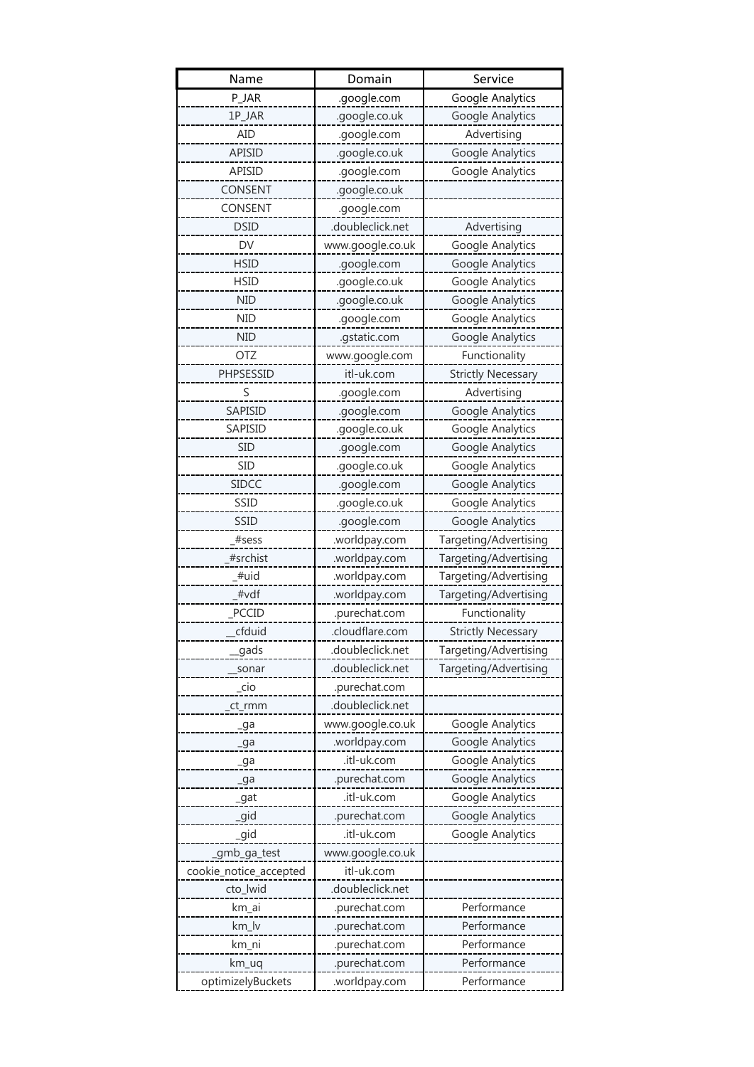| Name | Domain | Service |
|---|---|---|
| P_JAR | .google.com | Google Analytics |
| 1P_JAR | .google.co.uk | Google Analytics |
| AID | .google.com | Advertising |
| APISID | .google.co.uk | Google Analytics |
| APISID | .google.com | Google Analytics |
| CONSENT | .google.co.uk | |
| CONSENT | .google.com | |
| DSID | .doubleclick.net | Advertising |
| DV | www.google.co.uk | Google Analytics |
| HSID | .google.com | Google Analytics |
| HSID | .google.co.uk | Google Analytics |
| NID | .google.co.uk | Google Analytics |
| NID | .google.com | Google Analytics |
| NID | .gstatic.com | Google Analytics |
| OTZ | www.google.com | Functionality |
| PHPSESSID | itl-uk.com | Strictly Necessary |
| S | .google.com | Advertising |
| SAPISID | .google.com | Google Analytics |
| SAPISID | .google.co.uk | Google Analytics |
| SID | .google.com | Google Analytics |
| SID | .google.co.uk | Google Analytics |
| SIDCC | .google.com | Google Analytics |
| SSID | .google.co.uk | Google Analytics |
| SSID | .google.com | Google Analytics |
| _#sess | .worldpay.com | Targeting/Advertising |
| _#srchist | .worldpay.com | Targeting/Advertising |
| _#uid | .worldpay.com | Targeting/Advertising |
| _#vdf | .worldpay.com | Targeting/Advertising |
| _PCCID | .purechat.com | Functionality |
| __cfduid | .cloudflare.com | Strictly Necessary |
| __gads | .doubleclick.net | Targeting/Advertising |
| __sonar | .doubleclick.net | Targeting/Advertising |
| _cio | .purechat.com | |
| _ct_rmm | .doubleclick.net | |
| _ga | www.google.co.uk | Google Analytics |
| _ga | .worldpay.com | Google Analytics |
| _ga | .itl-uk.com | Google Analytics |
| _ga | .purechat.com | Google Analytics |
| _gat | .itl-uk.com | Google Analytics |
| _gid | .purechat.com | Google Analytics |
| _gid | .itl-uk.com | Google Analytics |
| _gmb_ga_test | www.google.co.uk | |
| cookie_notice_accepted | itl-uk.com | |
| cto_lwid | .doubleclick.net | |
| km_ai | .purechat.com | Performance |
| km_lv | .purechat.com | Performance |
| km_ni | .purechat.com | Performance |
| km_uq | .purechat.com | Performance |
| optimizelyBuckets | .worldpay.com | Performance |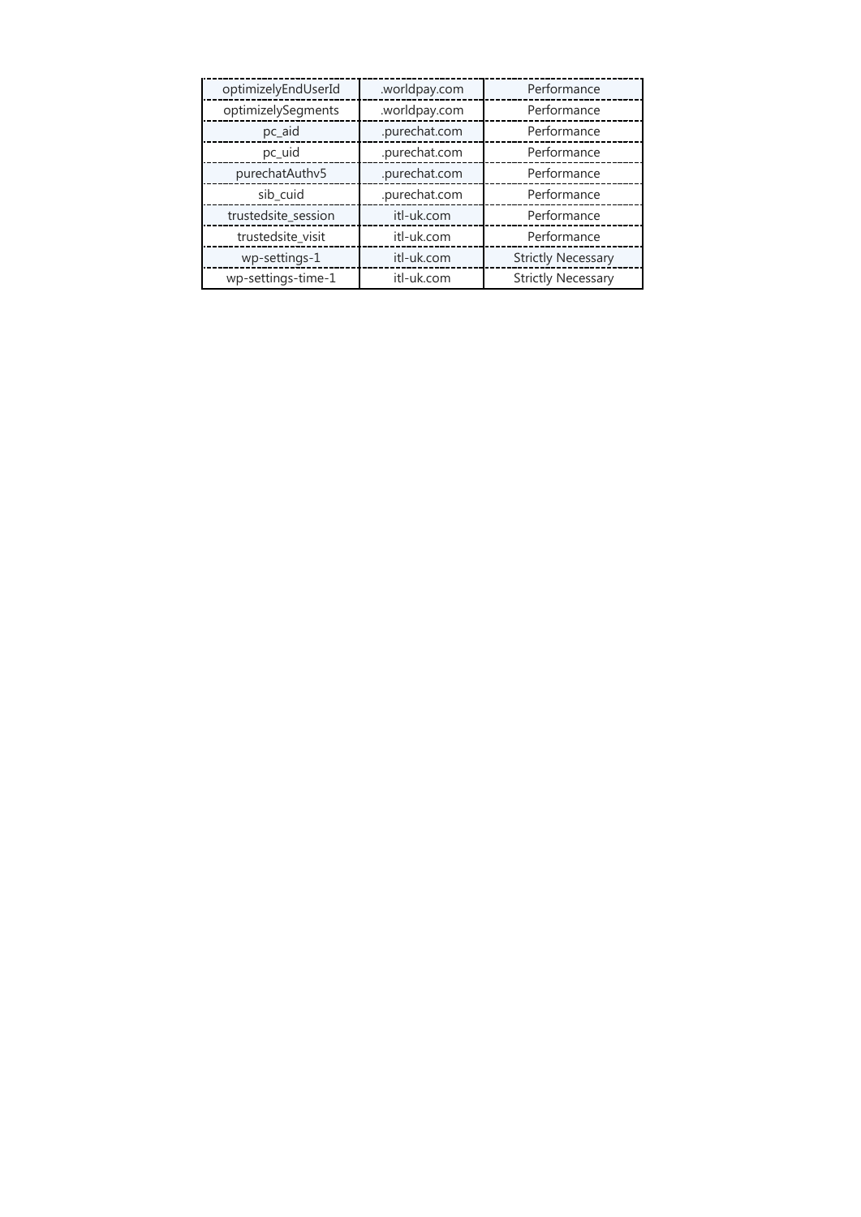| | | |
|---|---|---|
| optimizelyEndUserId | .worldpay.com | Performance |
| optimizelySegments | .worldpay.com | Performance |
| pc_aid | .purechat.com | Performance |
| pc_uid | .purechat.com | Performance |
| purechatAuthv5 | .purechat.com | Performance |
| sib_cuid | .purechat.com | Performance |
| trustedsite_session | itl-uk.com | Performance |
| trustedsite_visit | itl-uk.com | Performance |
| wp-settings-1 | itl-uk.com | Strictly Necessary |
| wp-settings-time-1 | itl-uk.com | Strictly Necessary |